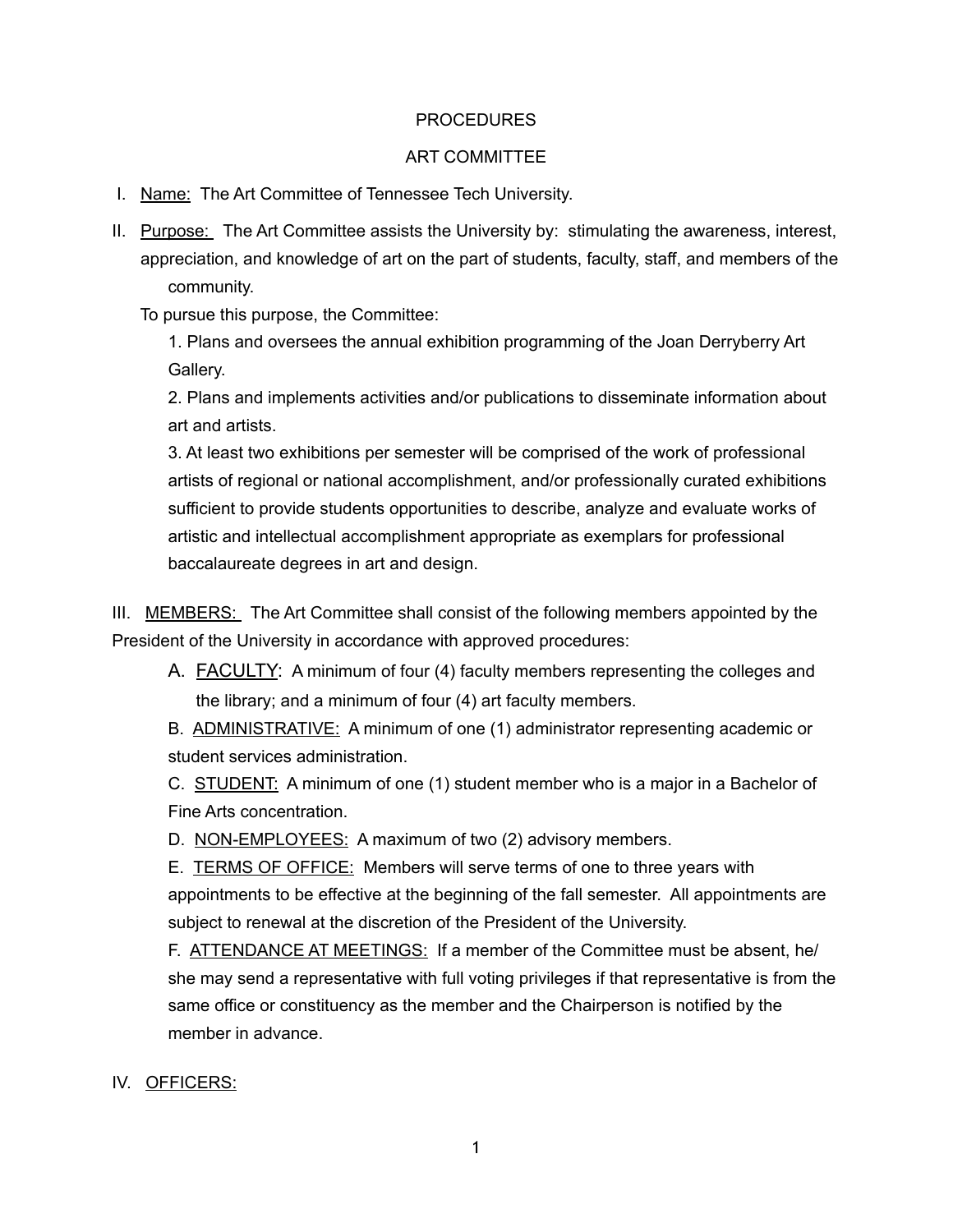# PROCEDURES

## ART COMMITTEE

I. Name: The Art Committee of Tennessee Tech University.

II. Purpose: The Art Committee assists the University by: stimulating the awareness, interest, appreciation, and knowledge of art on the part of students, faculty, staff, and members of the community.

To pursue this purpose, the Committee:

1. Plans and oversees the annual exhibition programming of the Joan Derryberry Art Gallery.
2. Plans and implements activities and/or publications to disseminate information about art and artists.
3. At least two exhibitions per semester will be comprised of the work of professional artists of regional or national accomplishment, and/or professionally curated exhibitions sufficient to provide students opportunities to describe, analyze and evaluate works of artistic and intellectual accomplishment appropriate as exemplars for professional baccalaureate degrees in art and design.

III. MEMBERS: The Art Committee shall consist of the following members appointed by the President of the University in accordance with approved procedures:

A. FACULTY: A minimum of four (4) faculty members representing the colleges and the library; and a minimum of four (4) art faculty members.

B. ADMINISTRATIVE: A minimum of one (1) administrator representing academic or student services administration.

C. STUDENT: A minimum of one (1) student member who is a major in a Bachelor of Fine Arts concentration.

D. NON-EMPLOYEES: A maximum of two (2) advisory members.

E. TERMS OF OFFICE: Members will serve terms of one to three years with appointments to be effective at the beginning of the fall semester. All appointments are subject to renewal at the discretion of the President of the University.

F. ATTENDANCE AT MEETINGS: If a member of the Committee must be absent, he/she may send a representative with full voting privileges if that representative is from the same office or constituency as the member and the Chairperson is notified by the member in advance.

IV. OFFICERS: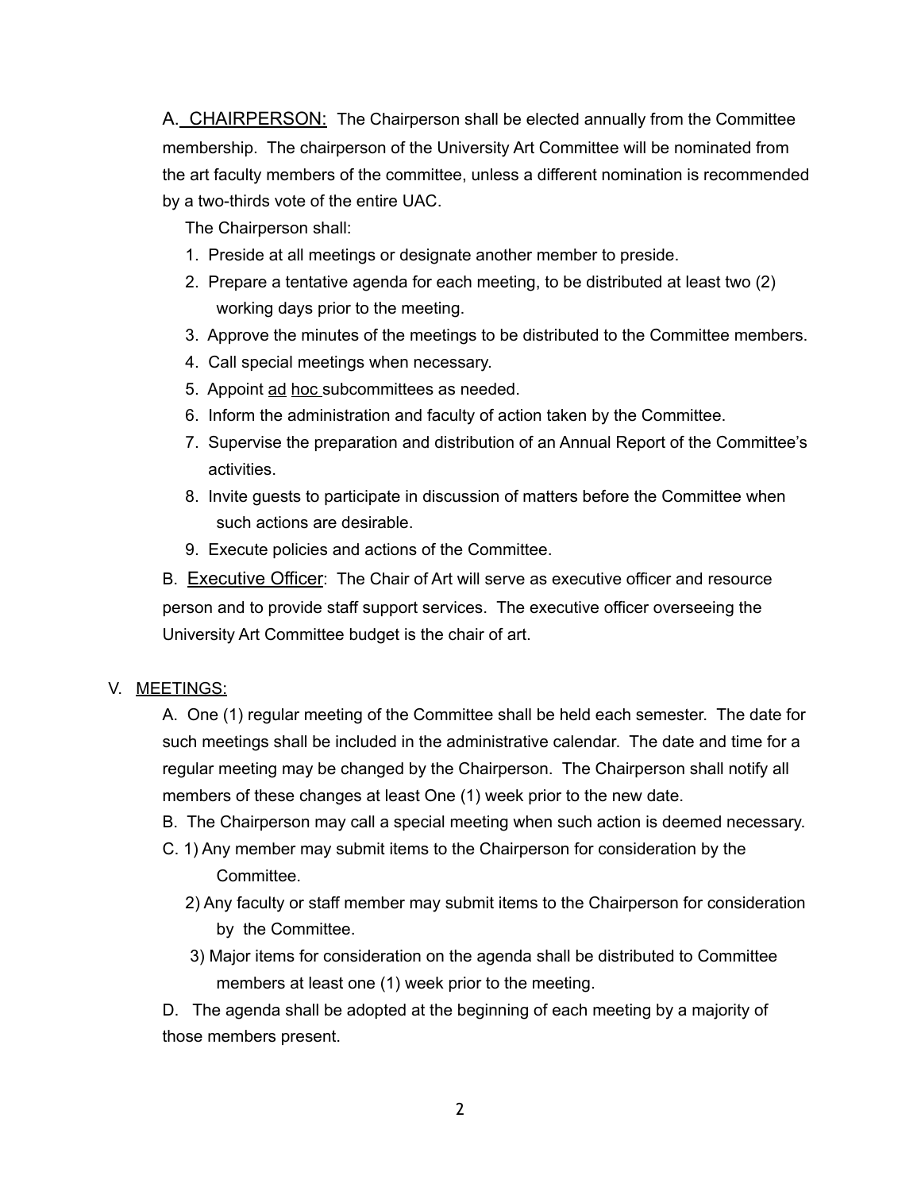A. <u>CHAIRPERSON:</u> The Chairperson shall be elected annually from the Committee membership. The chairperson of the University Art Committee will be nominated from the art faculty members of the committee, unless a different nomination is recommended by a two-thirds vote of the entire UAC.

The Chairperson shall:

1. Preside at all meetings or designate another member to preside.
2. Prepare a tentative agenda for each meeting, to be distributed at least two (2) working days prior to the meeting.
3. Approve the minutes of the meetings to be distributed to the Committee members.
4. Call special meetings when necessary.
5. Appoint <u>ad hoc</u> subcommittees as needed.
6. Inform the administration and faculty of action taken by the Committee.
7. Supervise the preparation and distribution of an Annual Report of the Committee's activities.
8. Invite guests to participate in discussion of matters before the Committee when such actions are desirable.
9. Execute policies and actions of the Committee.

B. <u>Executive Officer</u>: The Chair of Art will serve as executive officer and resource person and to provide staff support services. The executive officer overseeing the University Art Committee budget is the chair of art.

V. <u>MEETINGS:</u>

A. One (1) regular meeting of the Committee shall be held each semester. The date for such meetings shall be included in the administrative calendar. The date and time for a regular meeting may be changed by the Chairperson. The Chairperson shall notify all members of these changes at least One (1) week prior to the new date.

B. The Chairperson may call a special meeting when such action is deemed necessary.

C. 1) Any member may submit items to the Chairperson for consideration by the Committee.

2) Any faculty or staff member may submit items to the Chairperson for consideration by the Committee.

3) Major items for consideration on the agenda shall be distributed to Committee members at least one (1) week prior to the meeting.

D. The agenda shall be adopted at the beginning of each meeting by a majority of those members present.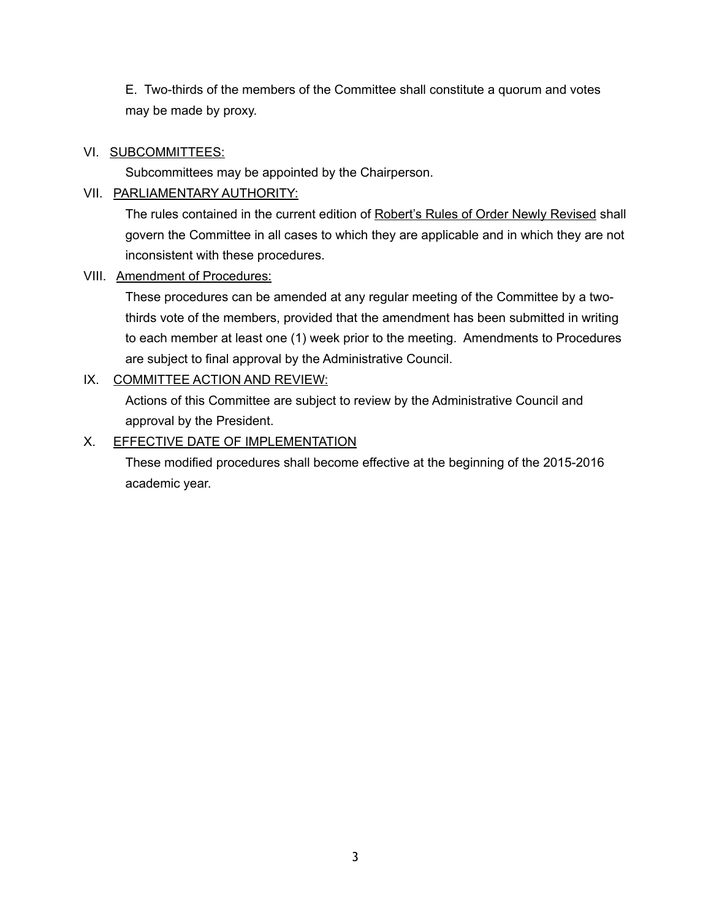E. Two-thirds of the members of the Committee shall constitute a quorum and votes may be made by proxy.

VI. SUBCOMMITTEES:

Subcommittees may be appointed by the Chairperson.

VII. PARLIAMENTARY AUTHORITY:

The rules contained in the current edition of Robert's Rules of Order Newly Revised shall govern the Committee in all cases to which they are applicable and in which they are not inconsistent with these procedures.

VIII. Amendment of Procedures:

These procedures can be amended at any regular meeting of the Committee by a two-thirds vote of the members, provided that the amendment has been submitted in writing to each member at least one (1) week prior to the meeting. Amendments to Procedures are subject to final approval by the Administrative Council.

IX. COMMITTEE ACTION AND REVIEW:

Actions of this Committee are subject to review by the Administrative Council and approval by the President.

X. EFFECTIVE DATE OF IMPLEMENTATION

These modified procedures shall become effective at the beginning of the 2015-2016 academic year.